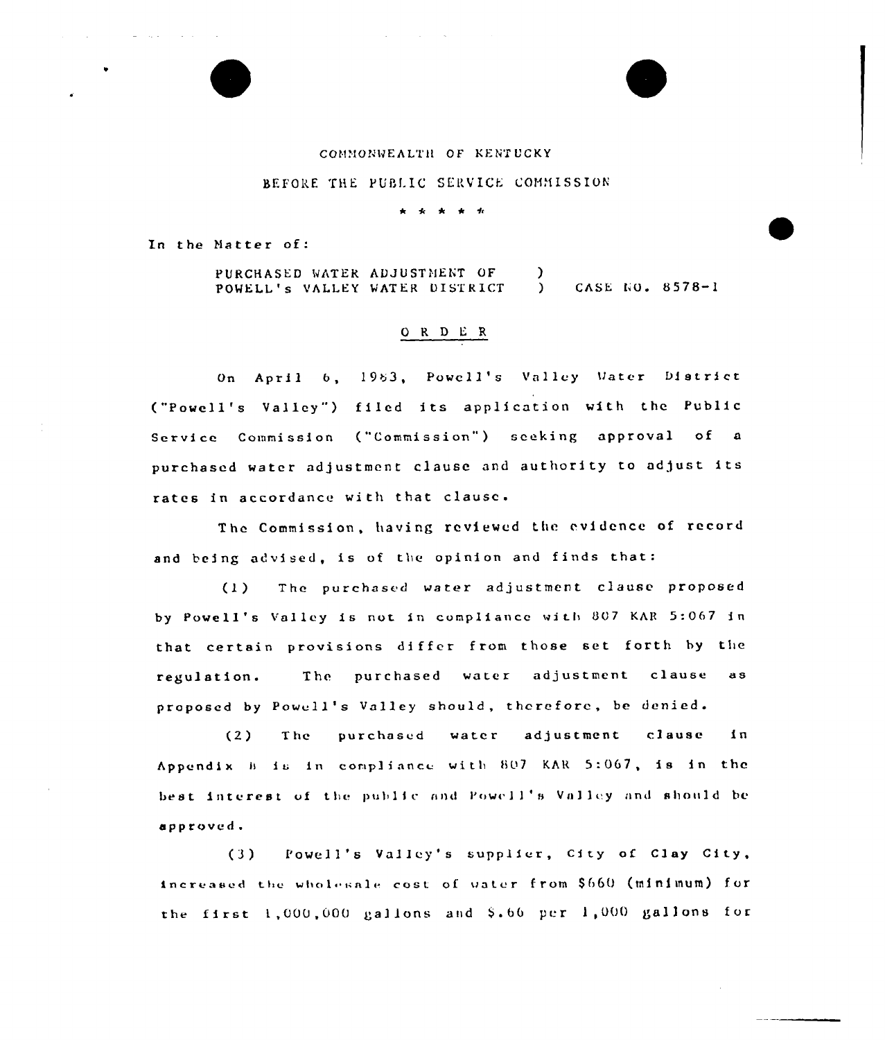COMMONWEALTH OF KENTUCKY

BEFORE THE PUBLIC SERVICE COMMISSION

\* \* \* \* \*

In the Matter of:

PURCHASED WATER ADJUSTMENT OF POWELL's VALLEY WATER DISTRICT ) CASE NO. 8578-I

## O R D E R

On April 6, 1983, Powell's Valley Water District ("Powell's Valley") filed its application with the Public Service Commission ("Commission") seeking approval of a purchased water adjustment clause and authority to adjust its rates in accordance with that clause.

The Commission, having reviewed the evidence of record and being advised, is of the opinion and finds that:

(1) The purchased water adjustment clause proposed by Powell's Valley is not in compliance with 807 KAR 5:067 in that certain provisions differ from those set forth by the regulation. The purchased water adjustment clause as proposed by Powell's Valley should, therefore, be denied.

(2) The purchased water adjustment clause in Appendix B is in compliance with 807 KAR 5:067, is in the best interest of the public and Powell's Valley and should be approved.

(3) Powell's Valley's supplier, City of Clay City, increased the wholesale cost of water from $660 (minimum) for the first 1,000,000 gallons and $.66 per 1,000 gallons for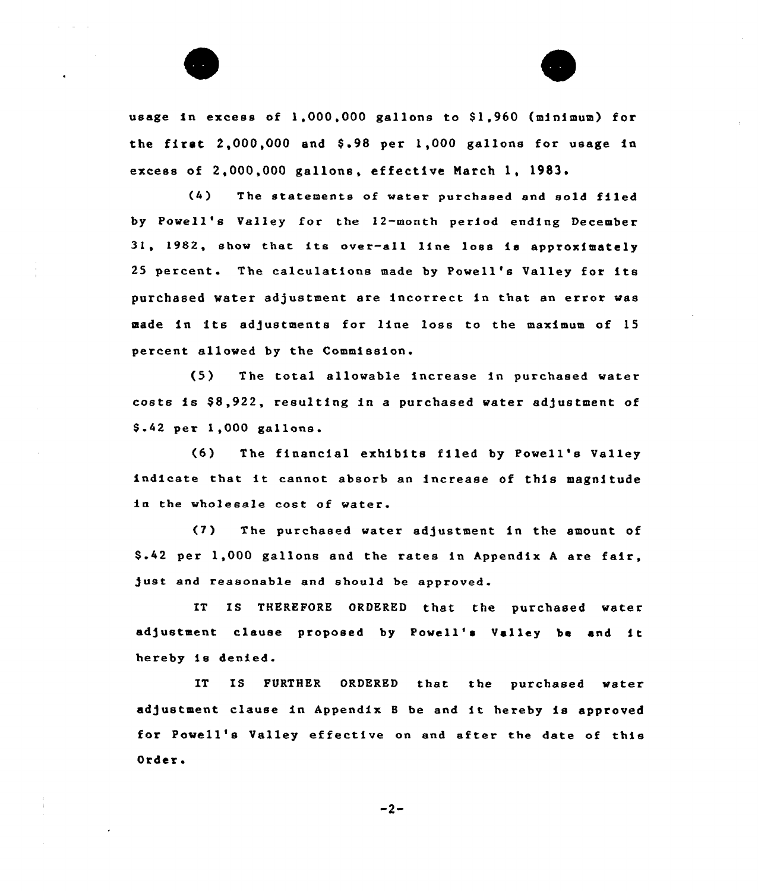usage in excess of 1,000,000 gallons to $1,960 (minimum) for the first 2,000,000 and $.98 per 1,000 gallons for usage in excess of 2,000,000 gallons, effective March 1, 1983.

(4) The statements of water purchased and sold filed by Powell's Valley for the 12-month period ending December 31, 1982, show that its over-all line loss is approximately 25 percent. The calculations made by Powell's Valley for its purchased water adjustment are incorrect in that an error was made in its adjustments for line loss to the maximum of 15 percent allowed by the Commission.

(5) The total allowable increase in purchased water costs is $8,922, resulting in a purchased water adjustment of $.42 per 1,000 gallons.

(6) The financial exhibits filed by Powell's Valley indicate that it cannot absorb an increase of this magnitude in the wholesale cost of water.

(7) The purchased water adjustment in the amount of $.42 per 1,000 gallons and the rates in Appendix A are fair, just and reasonable and should be approved.

IT IS THEREFORE ORDERED that the purchased water adjustment clause proposed by Powell's Valley be and it hereby is denied.

IT IS FURTHER ORDERED that the purchased water adjustment clause in Appendix B be and it hereby is approved for Powell's Valley effective on and after the date of this Order.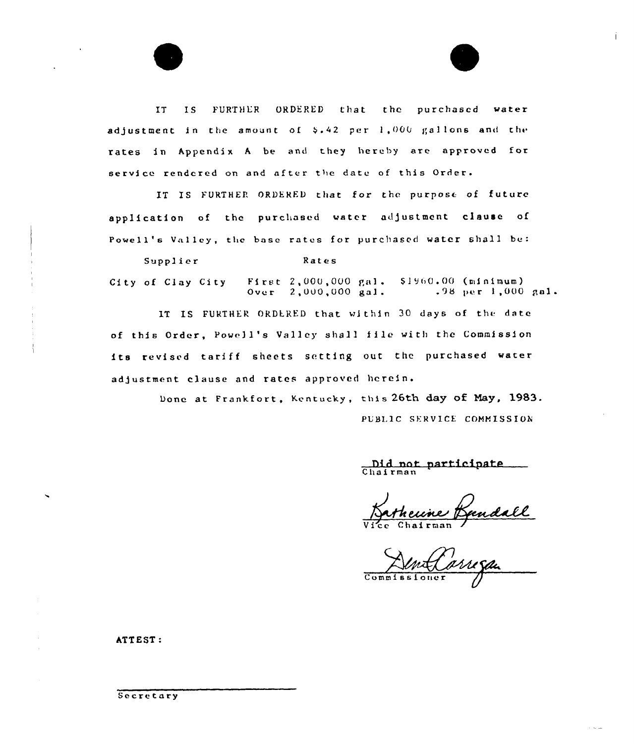IT IS FURTHER ORDERED that the purchased water adjustment in the amount of $.42 per 1,000 gallons and the rates in Appendix A be and they hereby are approved for service rendered on and after the date of this Order.

IT IS FURTHER ORDERED that for the purpose of future application of the purchased water adjustment clause of Powell's Valley, the base rates for purchased water shall be:

| Supplier | Rates | |
|---|---|---|
| City of Clay City | First 2,000,000 gal. | $1960.00 (minimum) |
| | Over 2,000,000 gal. | .98 per 1,000 gal. |

IT IS FURTHER ORDERED that within 30 days of the date of this Order, Powell's Valley shall file with the Commission its revised tariff sheets setting out the purchased water adjustment clause and rates approved herein.

Done at Frankfort, Kentucky, this 26th day of May, 1983.

PUBLIC SERVICE COMMISSION

Did not participate
Chairman

Katherine Randall
Vice Chairman

Commissioner

ATTEST:

Secretary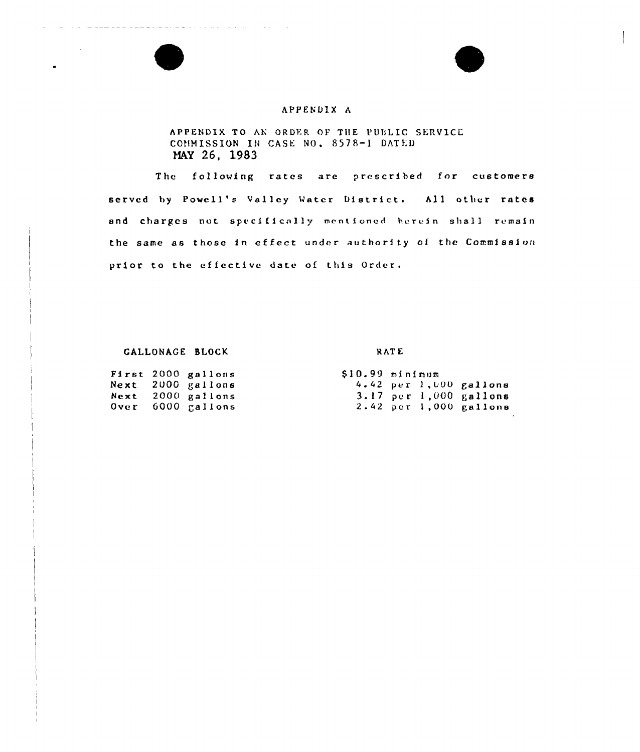# APPENDIX A

APPENDIX TO AN ORDER OF THE PUBLIC SERVICE COMMISSION IN CASE NO. 8578-1 DATED MAY 26, 1983

The following rates are prescribed for customers served by Powell's Valley Water District. All other rates and charges not specifically mentioned herein shall remain the same as those in effect under authority of the Commission prior to the effective date of this Order.

| GALLONAGE BLOCK | RATE |
|---|---|
| First 2000 gallons | $10.99 minimum |
| Next 2000 gallons | 4.42 per 1,000 gallons |
| Next 2000 gallons | 3.17 per 1,000 gallons |
| Over 6000 gallons | 2.42 per 1,000 gallons |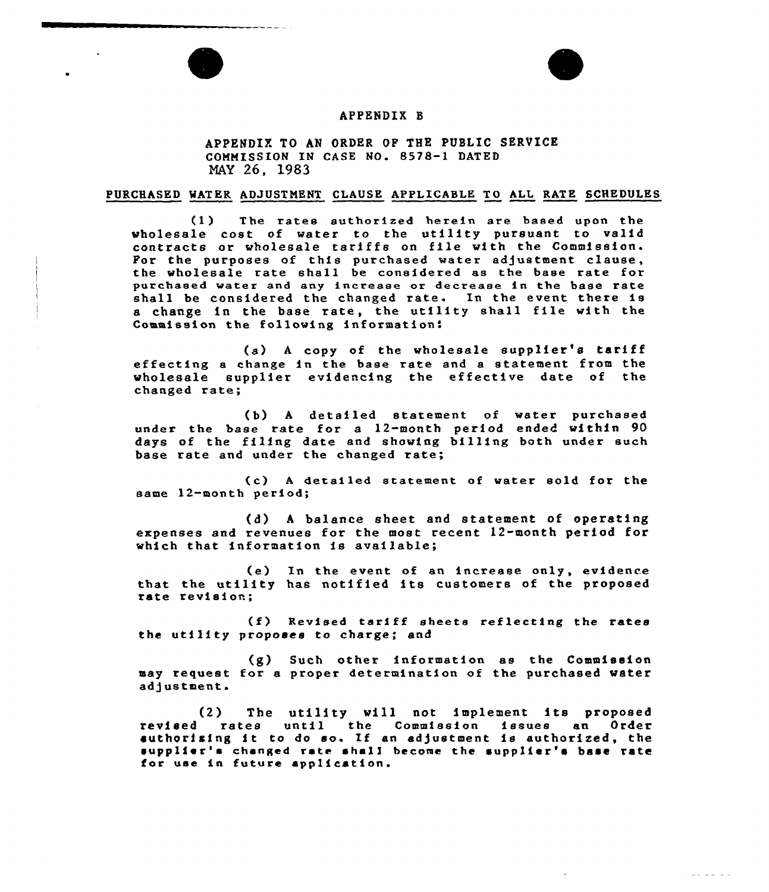APPENDIX B

APPENDIX TO AN ORDER OF THE PUBLIC SERVICE COMMISSION IN CASE NO. 8578-1 DATED MAY 26, 1983

PURCHASED WATER ADJUSTMENT CLAUSE APPLICABLE TO ALL RATE SCHEDULES

(1) The rates authorized herein are based upon the wholesale cost of water to the utility pursuant to valid contracts or wholesale tariffs on file with the Commission. For the purposes of this purchased water adjustment clause, the wholesale rate shall be considered as the base rate for purchased water and any increase or decrease in the base rate shall be considered the changed rate. In the event there is a change in the base rate, the utility shall file with the Commission the following information:

(a) A copy of the wholesale supplier's tariff effecting a change in the base rate and a statement from the wholesale supplier evidencing the effective date of the changed rate;

(b) A detailed statement of water purchased under the base rate for a 12-month period ended within 90 days of the filing date and showing billing both under such base rate and under the changed rate;

(c) A detailed statement of water sold for the same 12-month period;

(d) A balance sheet and statement of operating expenses and revenues for the most recent 12-month period for which that information is available;

(e) In the event of an increase only, evidence that the utility has notified its customers of the proposed rate revision;

(f) Revised tariff sheets reflecting the rates the utility proposes to charge; and

(g) Such other information as the Commission may request for a proper determination of the purchased water adjustment.

(2) The utility will not implement its proposed revised rates until the Commission issues an Order authorizing it to do so. If an adjustment is authorized, the supplier's changed rate shall become the supplier's base rate for use in future application.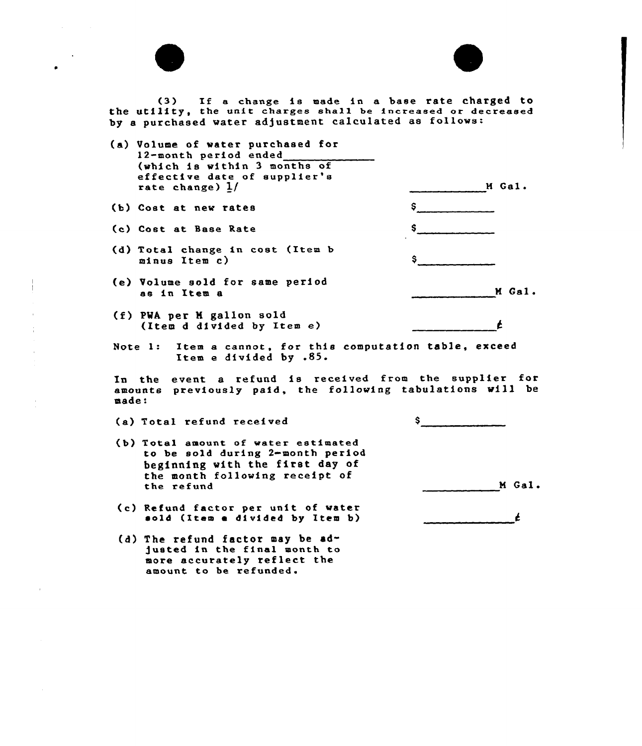(3) If a change is made in a base rate charged to the utility, the unit charges shall be increased or decreased by a purchased water adjustment calculated as follows:

| | |
|---|---|
| (a) Volume of water purchased for 12-month period ended\_\_\_\_\_\_\_\_\_\_\_\_ (which is within 3 months of effective date of supplier's rate change) 1/ | \_\_\_\_\_\_\_\_\_\_M Gal. |
| (b) Cost at new rates | $\_\_\_\_\_\_\_\_\_\_ |
| (c) Cost at Base Rate | $\_\_\_\_\_\_\_\_\_\_ |
| (d) Total change in cost (Item b minus Item c) | $\_\_\_\_\_\_\_\_\_\_ |
| (e) Volume sold for same period as in Item a | \_\_\_\_\_\_\_\_\_\_M Gal. |
| (f) PWA per M gallon sold (Item d divided by Item e) | \_\_\_\_\_\_\_\_\_\_¢ |

Note 1: Item a cannot, for this computation table, exceed Item e divided by .85.

In the event a refund is received from the supplier for amounts previously paid, the following tabulations will be made:

| | |
|---|---|
| (a) Total refund received | $\_\_\_\_\_\_\_\_\_\_ |
| (b) Total amount of water estimated to be sold during 2-month period beginning with the first day of the month following receipt of the refund | \_\_\_\_\_\_\_\_\_\_M Gal. |
| (c) Refund factor per unit of water sold (Item a divided by Item b) | \_\_\_\_\_\_\_\_\_\_¢ |

(d) The refund factor may be adjusted in the final month to more accurately reflect the amount to be refunded.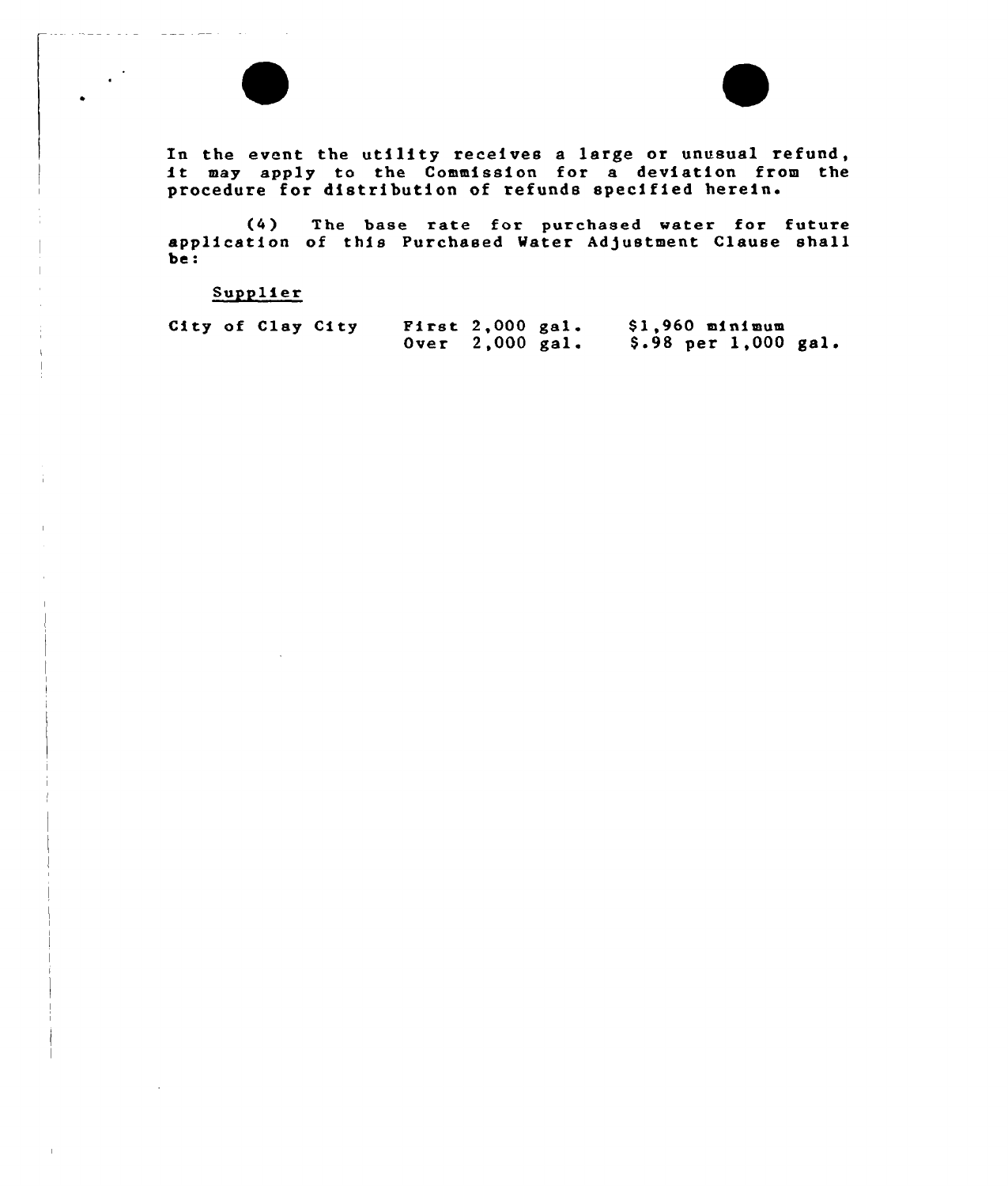In the event the utility receives a large or unusual refund, it may apply to the Commission for a deviation from the procedure for distribution of refunds specified herein.

(4) The base rate for purchased water for future application of this Purchased Water Adjustment Clause shall be:

Supplier

| | | |
|---|---|---|
| City of Clay City | First 2,000 gal. | $1,960 minimum |
| | Over 2,000 gal. | $.98 per 1,000 gal. |